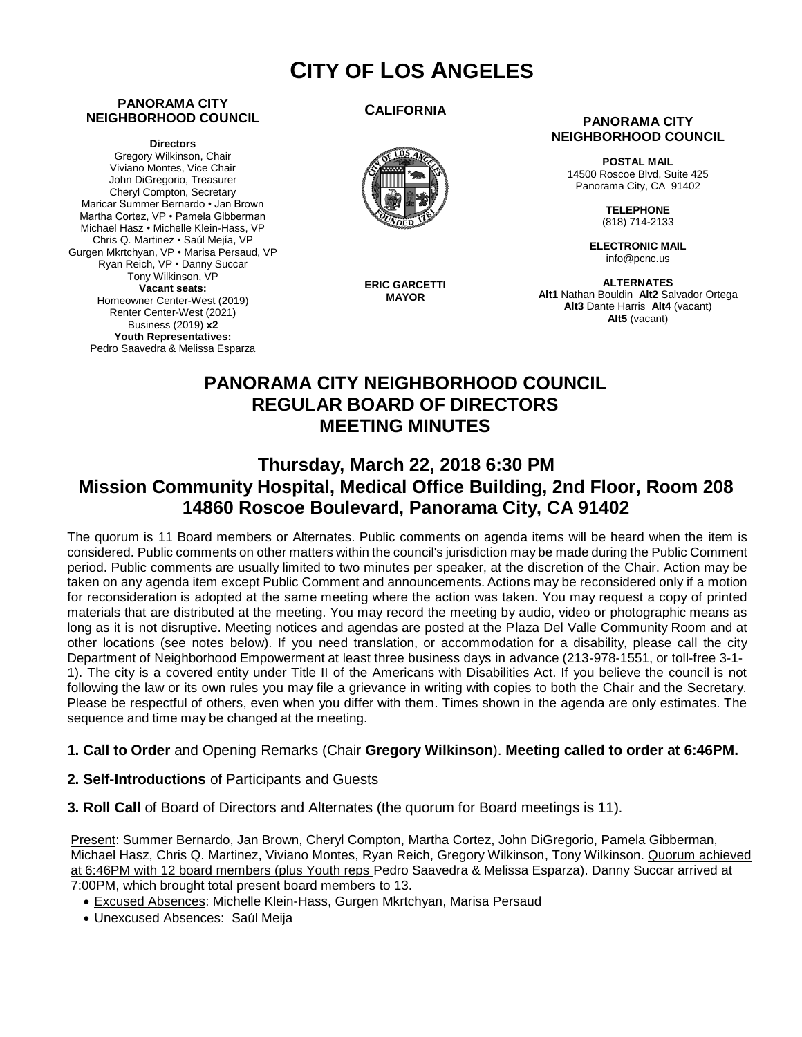# CITY OF LOS ANGELES

**PANORAMA CITY NEIGHBORHOOD COUNCIL**

**Directors**
Gregory Wilkinson, Chair
Viviano Montes, Vice Chair
John DiGregorio, Treasurer
Cheryl Compton, Secretary
Maricar Summer Bernardo • Jan Brown
Martha Cortez, VP • Pamela Gibberman
Michael Hasz • Michelle Klein-Hass, VP
Chris Q. Martinez • Saúl Mejía, VP
Gurgen Mkrtchyan, VP • Marisa Persaud, VP
Ryan Reich, VP • Danny Succar
Tony Wilkinson, VP
**Vacant seats:**
Homeowner Center-West (2019)
Renter Center-West (2021)
Business (2019) **x2**
**Youth Representatives:**
Pedro Saavedra & Melissa Esparza

**CALIFORNIA**

**ERIC GARCETTI**
**MAYOR**

**PANORAMA CITY NEIGHBORHOOD COUNCIL**

**POSTAL MAIL**
14500 Roscoe Blvd, Suite 425
Panorama City, CA 91402

**TELEPHONE**
(818) 714-2133

**ELECTRONIC MAIL**
info@pcnc.us

**ALTERNATES**
**Alt1** Nathan Bouldin **Alt2** Salvador Ortega
**Alt3** Dante Harris **Alt4** (vacant)
**Alt5** (vacant)

## PANORAMA CITY NEIGHBORHOOD COUNCIL REGULAR BOARD OF DIRECTORS MEETING MINUTES

### Thursday, March 22, 2018 6:30 PM
### Mission Community Hospital, Medical Office Building, 2nd Floor, Room 208
### 14860 Roscoe Boulevard, Panorama City, CA 91402

The quorum is 11 Board members or Alternates. Public comments on agenda items will be heard when the item is considered. Public comments on other matters within the council's jurisdiction may be made during the Public Comment period. Public comments are usually limited to two minutes per speaker, at the discretion of the Chair. Action may be taken on any agenda item except Public Comment and announcements. Actions may be reconsidered only if a motion for reconsideration is adopted at the same meeting where the action was taken. You may request a copy of printed materials that are distributed at the meeting. You may record the meeting by audio, video or photographic means as long as it is not disruptive. Meeting notices and agendas are posted at the Plaza Del Valle Community Room and at other locations (see notes below). If you need translation, or accommodation for a disability, please call the city Department of Neighborhood Empowerment at least three business days in advance (213-978-1551, or toll-free 3-1-1). The city is a covered entity under Title II of the Americans with Disabilities Act. If you believe the council is not following the law or its own rules you may file a grievance in writing with copies to both the Chair and the Secretary. Please be respectful of others, even when you differ with them. Times shown in the agenda are only estimates. The sequence and time may be changed at the meeting.

**1. Call to Order** and Opening Remarks (Chair **Gregory Wilkinson**). **Meeting called to order at 6:46PM.**

**2. Self-Introductions** of Participants and Guests

**3. Roll Call** of Board of Directors and Alternates (the quorum for Board meetings is 11).

Present: Summer Bernardo, Jan Brown, Cheryl Compton, Martha Cortez, John DiGregorio, Pamela Gibberman, Michael Hasz, Chris Q. Martinez, Viviano Montes, Ryan Reich, Gregory Wilkinson, Tony Wilkinson. Quorum achieved at 6:46PM with 12 board members (plus Youth reps Pedro Saavedra & Melissa Esparza). Danny Succar arrived at 7:00PM, which brought total present board members to 13.

- Excused Absences: Michelle Klein-Hass, Gurgen Mkrtchyan, Marisa Persaud
- Unexcused Absences: Saúl Meija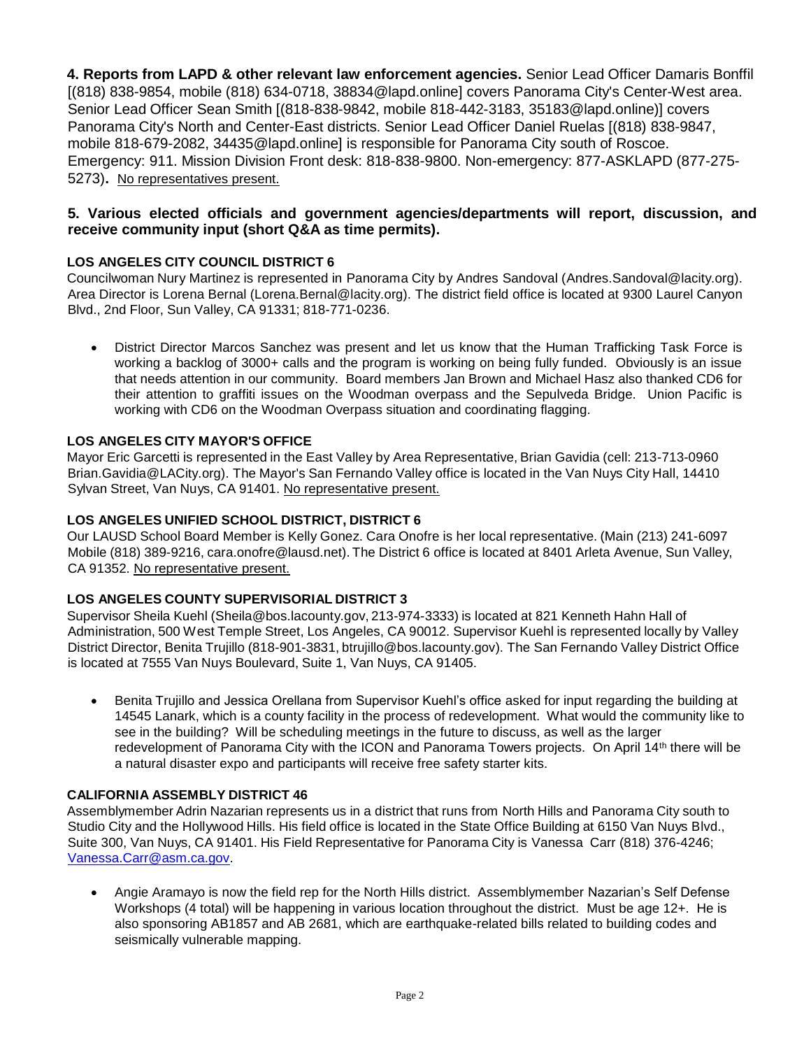**4. Reports from LAPD & other relevant law enforcement agencies.** Senior Lead Officer Damaris Bonffil [(818) 838-9854, mobile (818) 634-0718, 38834@lapd.online] covers Panorama City's Center-West area. Senior Lead Officer Sean Smith [(818-838-9842, mobile 818-442-3183, 35183@lapd.online)] covers Panorama City's North and Center-East districts. Senior Lead Officer Daniel Ruelas [(818) 838-9847, mobile 818-679-2082, 34435@lapd.online] is responsible for Panorama City south of Roscoe. Emergency: 911. Mission Division Front desk: 818-838-9800. Non-emergency: 877-ASKLAPD (877-275-5273)**.** No representatives present.

**5. Various elected officials and government agencies/departments will report, discussion, and receive community input (short Q&A as time permits).**

**LOS ANGELES CITY COUNCIL DISTRICT 6**

Councilwoman Nury Martinez is represented in Panorama City by Andres Sandoval (Andres.Sandoval@lacity.org). Area Director is Lorena Bernal (Lorena.Bernal@lacity.org). The district field office is located at 9300 Laurel Canyon Blvd., 2nd Floor, Sun Valley, CA 91331; 818-771-0236.

- District Director Marcos Sanchez was present and let us know that the Human Trafficking Task Force is working a backlog of 3000+ calls and the program is working on being fully funded. Obviously is an issue that needs attention in our community. Board members Jan Brown and Michael Hasz also thanked CD6 for their attention to graffiti issues on the Woodman overpass and the Sepulveda Bridge. Union Pacific is working with CD6 on the Woodman Overpass situation and coordinating flagging.

**LOS ANGELES CITY MAYOR'S OFFICE**

Mayor Eric Garcetti is represented in the East Valley by Area Representative, Brian Gavidia (cell: 213-713-0960 Brian.Gavidia@LACity.org). The Mayor's San Fernando Valley office is located in the Van Nuys City Hall, 14410 Sylvan Street, Van Nuys, CA 91401. No representative present.

**LOS ANGELES UNIFIED SCHOOL DISTRICT, DISTRICT 6**

Our LAUSD School Board Member is Kelly Gonez. Cara Onofre is her local representative. (Main (213) 241-6097 Mobile (818) 389-9216, cara.onofre@lausd.net). The District 6 office is located at 8401 Arleta Avenue, Sun Valley, CA 91352. No representative present.

**LOS ANGELES COUNTY SUPERVISORIAL DISTRICT 3**

Supervisor Sheila Kuehl (Sheila@bos.lacounty.gov, 213-974-3333) is located at 821 Kenneth Hahn Hall of Administration, 500 West Temple Street, Los Angeles, CA 90012. Supervisor Kuehl is represented locally by Valley District Director, Benita Trujillo (818-901-3831, btrujillo@bos.lacounty.gov). The San Fernando Valley District Office is located at 7555 Van Nuys Boulevard, Suite 1, Van Nuys, CA 91405.

- Benita Trujillo and Jessica Orellana from Supervisor Kuehl's office asked for input regarding the building at 14545 Lanark, which is a county facility in the process of redevelopment. What would the community like to see in the building? Will be scheduling meetings in the future to discuss, as well as the larger redevelopment of Panorama City with the ICON and Panorama Towers projects. On April 14th there will be a natural disaster expo and participants will receive free safety starter kits.

**CALIFORNIA ASSEMBLY DISTRICT 46**

Assemblymember Adrin Nazarian represents us in a district that runs from North Hills and Panorama City south to Studio City and the Hollywood Hills. His field office is located in the State Office Building at 6150 Van Nuys Blvd., Suite 300, Van Nuys, CA 91401. His Field Representative for Panorama City is Vanessa Carr (818) 376-4246; Vanessa.Carr@asm.ca.gov.

- Angie Aramayo is now the field rep for the North Hills district. Assemblymember Nazarian's Self Defense Workshops (4 total) will be happening in various location throughout the district. Must be age 12+. He is also sponsoring AB1857 and AB 2681, which are earthquake-related bills related to building codes and seismically vulnerable mapping.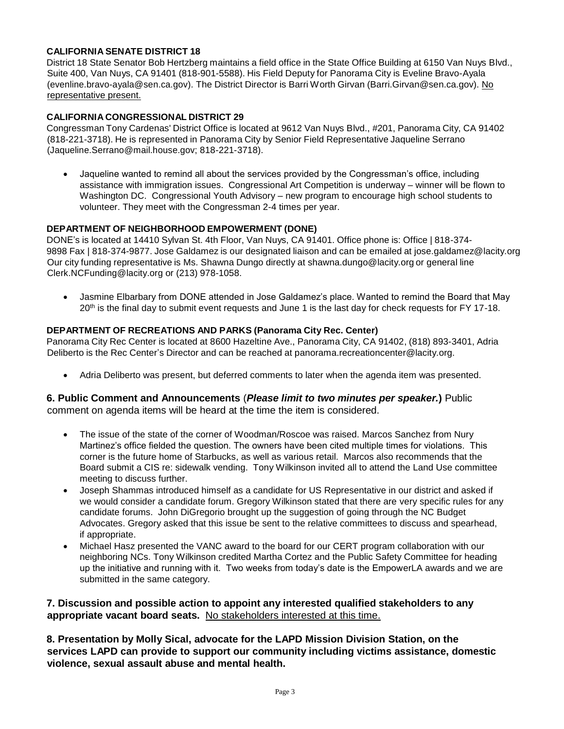**CALIFORNIA SENATE DISTRICT 18**

District 18 State Senator Bob Hertzberg maintains a field office in the State Office Building at 6150 Van Nuys Blvd., Suite 400, Van Nuys, CA 91401 (818-901-5588). His Field Deputy for Panorama City is Eveline Bravo-Ayala (evenline.bravo-ayala@sen.ca.gov). The District Director is Barri Worth Girvan (Barri.Girvan@sen.ca.gov). No representative present.

**CALIFORNIA CONGRESSIONAL DISTRICT 29**

Congressman Tony Cardenas' District Office is located at 9612 Van Nuys Blvd., #201, Panorama City, CA 91402 (818-221-3718). He is represented in Panorama City by Senior Field Representative Jaqueline Serrano (Jaqueline.Serrano@mail.house.gov; 818-221-3718).

- Jaqueline wanted to remind all about the services provided by the Congressman's office, including assistance with immigration issues. Congressional Art Competition is underway – winner will be flown to Washington DC. Congressional Youth Advisory – new program to encourage high school students to volunteer. They meet with the Congressman 2-4 times per year.

**DEPARTMENT OF NEIGHBORHOOD EMPOWERMENT (DONE)**

DONE's is located at 14410 Sylvan St. 4th Floor, Van Nuys, CA 91401. Office phone is: Office | 818-374-9898 Fax | 818-374-9877. Jose Galdamez is our designated liaison and can be emailed at jose.galdamez@lacity.org Our city funding representative is Ms. Shawna Dungo directly at shawna.dungo@lacity.org or general line Clerk.NCFunding@lacity.org or (213) 978-1058.

- Jasmine Elbarbary from DONE attended in Jose Galdamez's place. Wanted to remind the Board that May 20th is the final day to submit event requests and June 1 is the last day for check requests for FY 17-18.

**DEPARTMENT OF RECREATIONS AND PARKS (Panorama City Rec. Center)**

Panorama City Rec Center is located at 8600 Hazeltine Ave., Panorama City, CA 91402, (818) 893-3401, Adria Deliberto is the Rec Center's Director and can be reached at panorama.recreationcenter@lacity.org.

- Adria Deliberto was present, but deferred comments to later when the agenda item was presented.

**6. Public Comment and Announcements** (***Please limit to two minutes per speaker.***) Public comment on agenda items will be heard at the time the item is considered.

- The issue of the state of the corner of Woodman/Roscoe was raised. Marcos Sanchez from Nury Martinez's office fielded the question. The owners have been cited multiple times for violations. This corner is the future home of Starbucks, as well as various retail. Marcos also recommends that the Board submit a CIS re: sidewalk vending. Tony Wilkinson invited all to attend the Land Use committee meeting to discuss further.
- Joseph Shammas introduced himself as a candidate for US Representative in our district and asked if we would consider a candidate forum. Gregory Wilkinson stated that there are very specific rules for any candidate forums. John DiGregorio brought up the suggestion of going through the NC Budget Advocates. Gregory asked that this issue be sent to the relative committees to discuss and spearhead, if appropriate.
- Michael Hasz presented the VANC award to the board for our CERT program collaboration with our neighboring NCs. Tony Wilkinson credited Martha Cortez and the Public Safety Committee for heading up the initiative and running with it. Two weeks from today's date is the EmpowerLA awards and we are submitted in the same category.

**7. Discussion and possible action to appoint any interested qualified stakeholders to any appropriate vacant board seats.** No stakeholders interested at this time.

**8. Presentation by Molly Sical, advocate for the LAPD Mission Division Station, on the services LAPD can provide to support our community including victims assistance, domestic violence, sexual assault abuse and mental health.**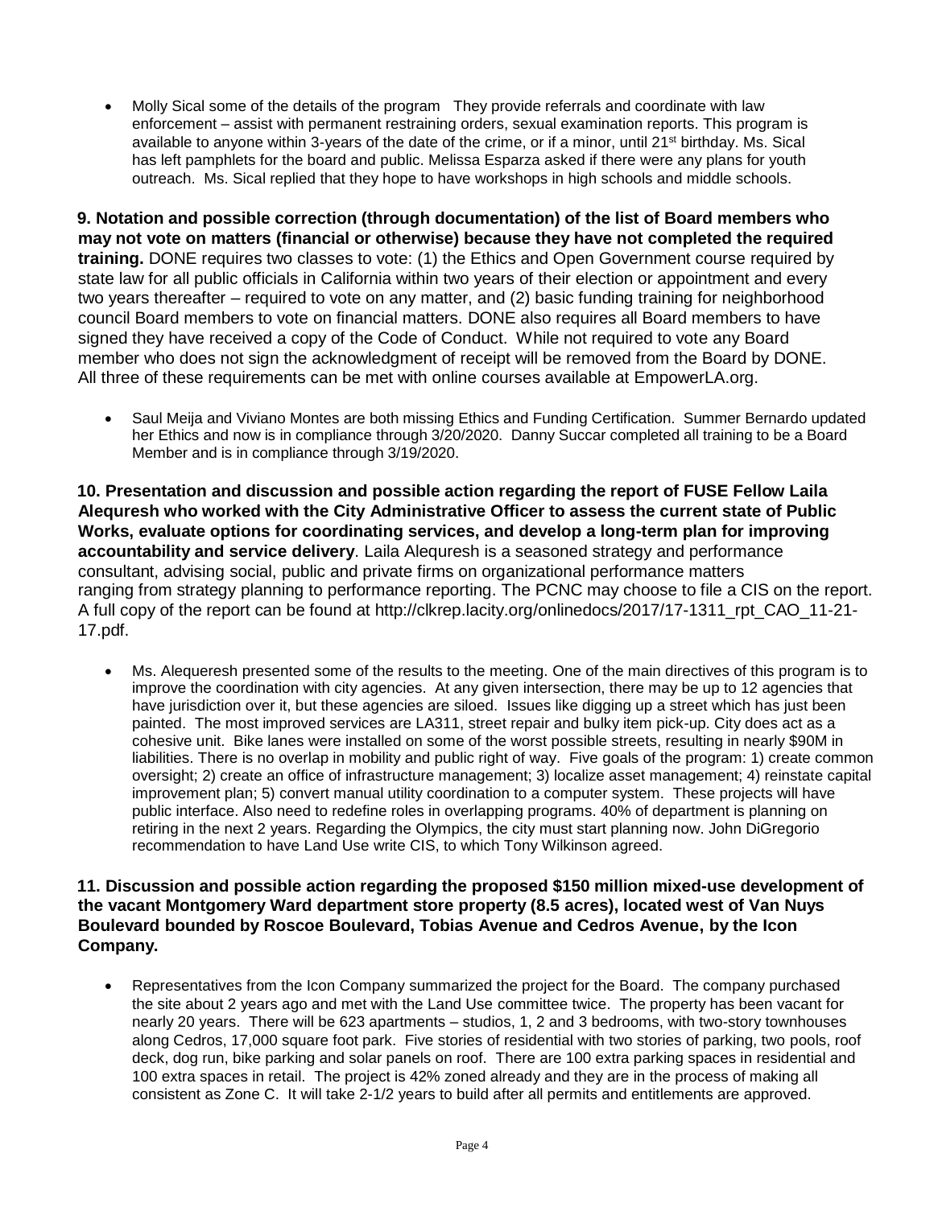- Molly Sical some of the details of the program They provide referrals and coordinate with law enforcement – assist with permanent restraining orders, sexual examination reports. This program is available to anyone within 3-years of the date of the crime, or if a minor, until 21st birthday. Ms. Sical has left pamphlets for the board and public. Melissa Esparza asked if there were any plans for youth outreach. Ms. Sical replied that they hope to have workshops in high schools and middle schools.

**9. Notation and possible correction (through documentation) of the list of Board members who may not vote on matters (financial or otherwise) because they have not completed the required training.** DONE requires two classes to vote: (1) the Ethics and Open Government course required by state law for all public officials in California within two years of their election or appointment and every two years thereafter – required to vote on any matter, and (2) basic funding training for neighborhood council Board members to vote on financial matters. DONE also requires all Board members to have signed they have received a copy of the Code of Conduct. While not required to vote any Board member who does not sign the acknowledgment of receipt will be removed from the Board by DONE. All three of these requirements can be met with online courses available at EmpowerLA.org.

- Saul Meija and Viviano Montes are both missing Ethics and Funding Certification. Summer Bernardo updated her Ethics and now is in compliance through 3/20/2020. Danny Succar completed all training to be a Board Member and is in compliance through 3/19/2020.

**10. Presentation and discussion and possible action regarding the report of FUSE Fellow Laila Alequresh who worked with the City Administrative Officer to assess the current state of Public Works, evaluate options for coordinating services, and develop a long-term plan for improving accountability and service delivery**. Laila Alequresh is a seasoned strategy and performance consultant, advising social, public and private firms on organizational performance matters ranging from strategy planning to performance reporting. The PCNC may choose to file a CIS on the report. A full copy of the report can be found at http://clkrep.lacity.org/onlinedocs/2017/17-1311_rpt_CAO_11-21-17.pdf.

- Ms. Alequeresh presented some of the results to the meeting. One of the main directives of this program is to improve the coordination with city agencies. At any given intersection, there may be up to 12 agencies that have jurisdiction over it, but these agencies are siloed. Issues like digging up a street which has just been painted. The most improved services are LA311, street repair and bulky item pick-up. City does act as a cohesive unit. Bike lanes were installed on some of the worst possible streets, resulting in nearly $90M in liabilities. There is no overlap in mobility and public right of way. Five goals of the program: 1) create common oversight; 2) create an office of infrastructure management; 3) localize asset management; 4) reinstate capital improvement plan; 5) convert manual utility coordination to a computer system. These projects will have public interface. Also need to redefine roles in overlapping programs. 40% of department is planning on retiring in the next 2 years. Regarding the Olympics, the city must start planning now. John DiGregorio recommendation to have Land Use write CIS, to which Tony Wilkinson agreed.

**11. Discussion and possible action regarding the proposed $150 million mixed-use development of the vacant Montgomery Ward department store property (8.5 acres), located west of Van Nuys Boulevard bounded by Roscoe Boulevard, Tobias Avenue and Cedros Avenue, by the Icon Company.**

- Representatives from the Icon Company summarized the project for the Board. The company purchased the site about 2 years ago and met with the Land Use committee twice. The property has been vacant for nearly 20 years. There will be 623 apartments – studios, 1, 2 and 3 bedrooms, with two-story townhouses along Cedros, 17,000 square foot park. Five stories of residential with two stories of parking, two pools, roof deck, dog run, bike parking and solar panels on roof. There are 100 extra parking spaces in residential and 100 extra spaces in retail. The project is 42% zoned already and they are in the process of making all consistent as Zone C. It will take 2-1/2 years to build after all permits and entitlements are approved.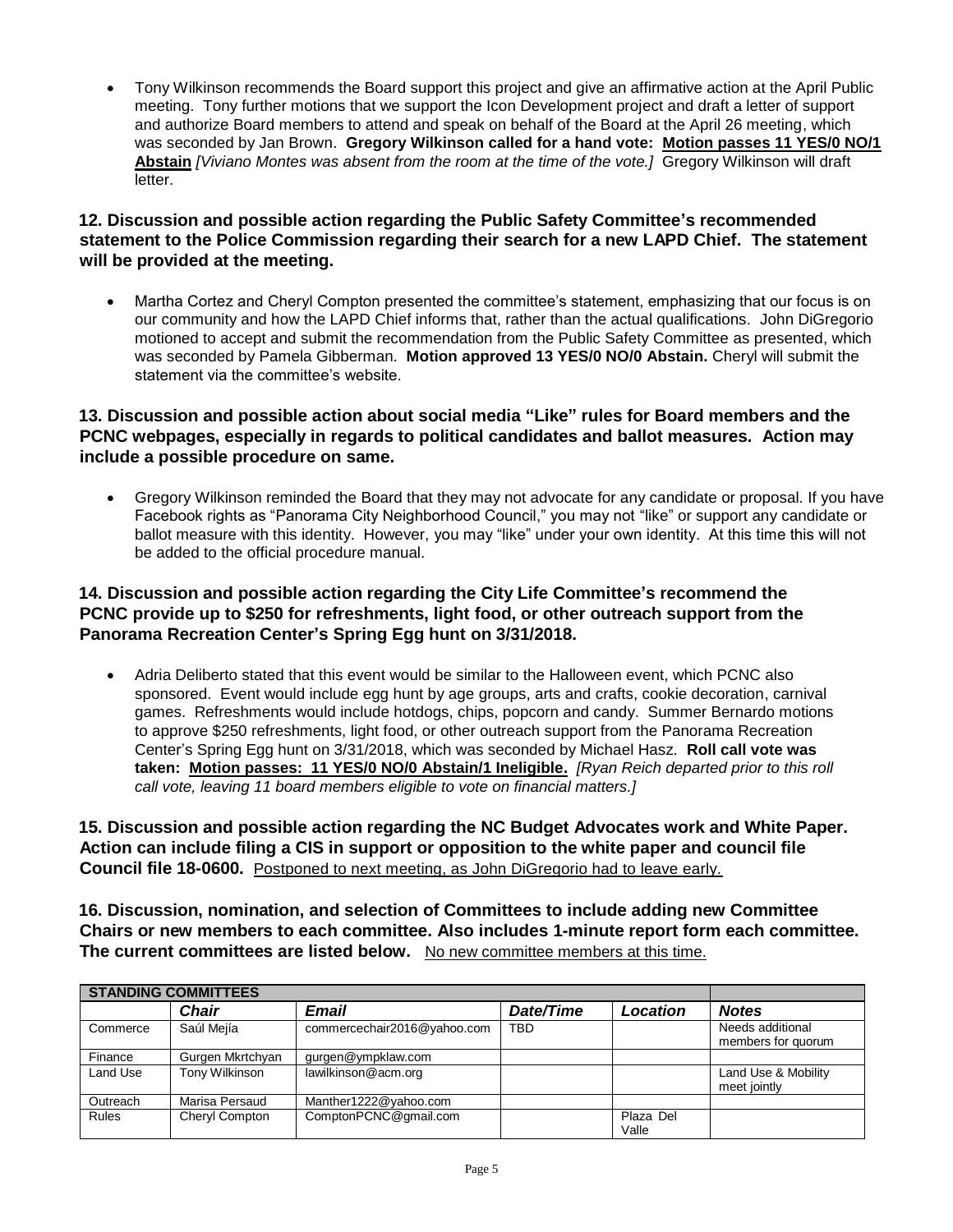- Tony Wilkinson recommends the Board support this project and give an affirmative action at the April Public meeting. Tony further motions that we support the Icon Development project and draft a letter of support and authorize Board members to attend and speak on behalf of the Board at the April 26 meeting, which was seconded by Jan Brown. **Gregory Wilkinson called for a hand vote: <u>Motion passes 11 YES/0 NO/1 Abstain</u>** *[Viviano Montes was absent from the room at the time of the vote.]* Gregory Wilkinson will draft letter.

### 12. Discussion and possible action regarding the Public Safety Committee's recommended statement to the Police Commission regarding their search for a new LAPD Chief. The statement will be provided at the meeting.

- Martha Cortez and Cheryl Compton presented the committee's statement, emphasizing that our focus is on our community and how the LAPD Chief informs that, rather than the actual qualifications. John DiGregorio motioned to accept and submit the recommendation from the Public Safety Committee as presented, which was seconded by Pamela Gibberman. **Motion approved 13 YES/0 NO/0 Abstain.** Cheryl will submit the statement via the committee's website.

### 13. Discussion and possible action about social media "Like" rules for Board members and the PCNC webpages, especially in regards to political candidates and ballot measures. Action may include a possible procedure on same.

- Gregory Wilkinson reminded the Board that they may not advocate for any candidate or proposal. If you have Facebook rights as "Panorama City Neighborhood Council," you may not "like" or support any candidate or ballot measure with this identity. However, you may "like" under your own identity. At this time this will not be added to the official procedure manual.

### 14. Discussion and possible action regarding the City Life Committee's recommend the PCNC provide up to $250 for refreshments, light food, or other outreach support from the Panorama Recreation Center's Spring Egg hunt on 3/31/2018.

- Adria Deliberto stated that this event would be similar to the Halloween event, which PCNC also sponsored. Event would include egg hunt by age groups, arts and crafts, cookie decoration, carnival games. Refreshments would include hotdogs, chips, popcorn and candy. Summer Bernardo motions to approve $250 refreshments, light food, or other outreach support from the Panorama Recreation Center's Spring Egg hunt on 3/31/2018, which was seconded by Michael Hasz. **Roll call vote was taken: <u>Motion passes: 11 YES/0 NO/0 Abstain/1 Ineligible.</u>** *[Ryan Reich departed prior to this roll call vote, leaving 11 board members eligible to vote on financial matters.]*

### 15. Discussion and possible action regarding the NC Budget Advocates work and White Paper. Action can include filing a CIS in support or opposition to the white paper and council file Council file 18-0600.

<u>Postponed to next meeting, as John DiGregorio had to leave early.</u>

### 16. Discussion, nomination, and selection of Committees to include adding new Committee Chairs or new members to each committee. Also includes 1-minute report form each committee. The current committees are listed below.

<u>No new committee members at this time.</u>

| STANDING COMMITTEES | | | | | |
|---|---|---|---|---|---|
| | *Chair* | *Email* | *Date/Time* | *Location* | *Notes* |
| Commerce | Saúl Mejía | commercechair2016@yahoo.com | TBD | | Needs additional members for quorum |
| Finance | Gurgen Mkrtchyan | gurgen@ympklaw.com | | | |
| Land Use | Tony Wilkinson | lawilkinson@acm.org | | | Land Use & Mobility meet jointly |
| Outreach | Marisa Persaud | Manther1222@yahoo.com | | | |
| Rules | Cheryl Compton | ComptonPCNC@gmail.com | | Plaza Del Valle | |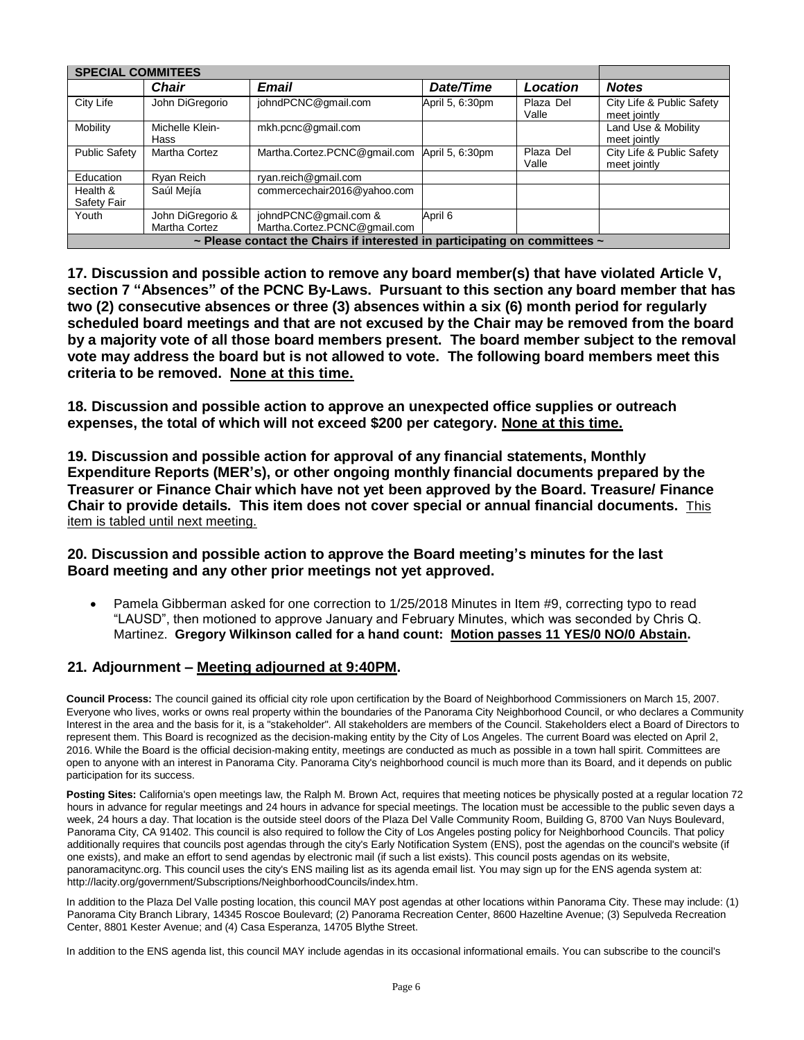| SPECIAL COMMITEES | | | | | |
|---|---|---|---|---|---|
| | ***Chair*** | ***Email*** | ***Date/Time*** | ***Location*** | ***Notes*** |
| City Life | John DiGregorio | johndPCNC@gmail.com | April 5, 6:30pm | Plaza Del Valle | City Life & Public Safety meet jointly |
| Mobility | Michelle Klein-Hass | mkh.pcnc@gmail.com | | | Land Use & Mobility meet jointly |
| Public Safety | Martha Cortez | Martha.Cortez.PCNC@gmail.com | April 5, 6:30pm | Plaza Del Valle | City Life & Public Safety meet jointly |
| Education | Ryan Reich | ryan.reich@gmail.com | | | |
| Health & Safety Fair | Saúl Mejía | commercechair2016@yahoo.com | | | |
| Youth | John DiGregorio & Martha Cortez | johndPCNC@gmail.com & Martha.Cortez.PCNC@gmail.com | April 6 | | |
| **~ Please contact the Chairs if interested in participating on committees ~** | | | | | |

**17. Discussion and possible action to remove any board member(s) that have violated Article V, section 7 "Absences" of the PCNC By-Laws. Pursuant to this section any board member that has two (2) consecutive absences or three (3) absences within a six (6) month period for regularly scheduled board meetings and that are not excused by the Chair may be removed from the board by a majority vote of all those board members present. The board member subject to the removal vote may address the board but is not allowed to vote. The following board members meet this criteria to be removed. <u>None at this time.</u>**

**18. Discussion and possible action to approve an unexpected office supplies or outreach expenses, the total of which will not exceed $200 per category. <u>None at this time.</u>**

**19. Discussion and possible action for approval of any financial statements, Monthly Expenditure Reports (MER's), or other ongoing monthly financial documents prepared by the Treasurer or Finance Chair which have not yet been approved by the Board. Treasurer/ Finance Chair to provide details. This item does not cover special or annual financial documents.** <u>This item is tabled until next meeting.</u>

**20. Discussion and possible action to approve the Board meeting's minutes for the last Board meeting and any other prior meetings not yet approved.**

- Pamela Gibberman asked for one correction to 1/25/2018 Minutes in Item #9, correcting typo to read "LAUSD", then motioned to approve January and February Minutes, which was seconded by Chris Q. Martinez. **Gregory Wilkinson called for a hand count: <u>Motion passes 11 YES/0 NO/0 Abstain</u>.**

**21. Adjournment – <u>Meeting adjourned at 9:40PM</u>.**

**Council Process:** The council gained its official city role upon certification by the Board of Neighborhood Commissioners on March 15, 2007. Everyone who lives, works or owns real property within the boundaries of the Panorama City Neighborhood Council, or who declares a Community Interest in the area and the basis for it, is a "stakeholder". All stakeholders are members of the Council. Stakeholders elect a Board of Directors to represent them. This Board is recognized as the decision-making entity by the City of Los Angeles. The current Board was elected on April 2, 2016. While the Board is the official decision-making entity, meetings are conducted as much as possible in a town hall spirit. Committees are open to anyone with an interest in Panorama City. Panorama City's neighborhood council is much more than its Board, and it depends on public participation for its success.

**Posting Sites:** California's open meetings law, the Ralph M. Brown Act, requires that meeting notices be physically posted at a regular location 72 hours in advance for regular meetings and 24 hours in advance for special meetings. The location must be accessible to the public seven days a week, 24 hours a day. That location is the outside steel doors of the Plaza Del Valle Community Room, Building G, 8700 Van Nuys Boulevard, Panorama City, CA 91402. This council is also required to follow the City of Los Angeles posting policy for Neighborhood Councils. That policy additionally requires that councils post agendas through the city's Early Notification System (ENS), post the agendas on the council's website (if one exists), and make an effort to send agendas by electronic mail (if such a list exists). This council posts agendas on its website, panoramacitync.org. This council uses the city's ENS mailing list as its agenda email list. You may sign up for the ENS agenda system at: http://lacity.org/government/Subscriptions/NeighborhoodCouncils/index.htm.

In addition to the Plaza Del Valle posting location, this council MAY post agendas at other locations within Panorama City. These may include: (1) Panorama City Branch Library, 14345 Roscoe Boulevard; (2) Panorama Recreation Center, 8600 Hazeltine Avenue; (3) Sepulveda Recreation Center, 8801 Kester Avenue; and (4) Casa Esperanza, 14705 Blythe Street.

In addition to the ENS agenda list, this council MAY include agendas in its occasional informational emails. You can subscribe to the council's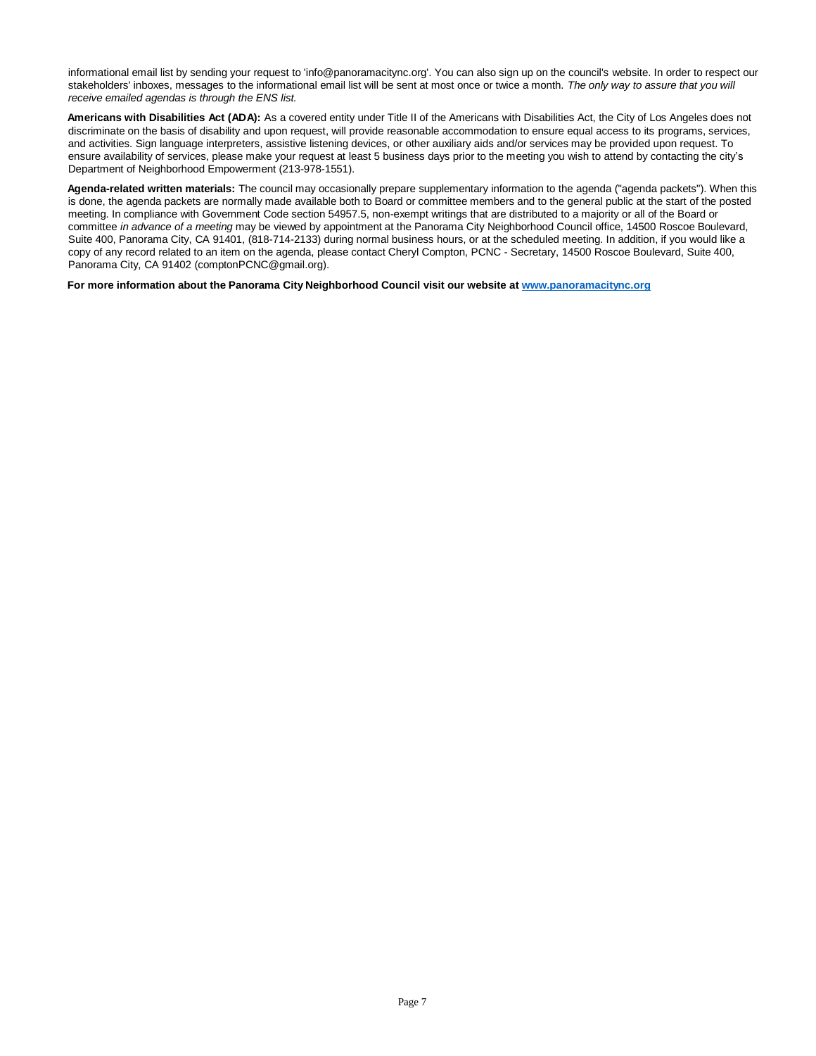informational email list by sending your request to 'info@panoramacitync.org'. You can also sign up on the council's website. In order to respect our stakeholders' inboxes, messages to the informational email list will be sent at most once or twice a month. *The only way to assure that you will receive emailed agendas is through the ENS list.*

**Americans with Disabilities Act (ADA):** As a covered entity under Title II of the Americans with Disabilities Act, the City of Los Angeles does not discriminate on the basis of disability and upon request, will provide reasonable accommodation to ensure equal access to its programs, services, and activities. Sign language interpreters, assistive listening devices, or other auxiliary aids and/or services may be provided upon request. To ensure availability of services, please make your request at least 5 business days prior to the meeting you wish to attend by contacting the city's Department of Neighborhood Empowerment (213-978-1551).

**Agenda-related written materials:** The council may occasionally prepare supplementary information to the agenda ("agenda packets"). When this is done, the agenda packets are normally made available both to Board or committee members and to the general public at the start of the posted meeting. In compliance with Government Code section 54957.5, non-exempt writings that are distributed to a majority or all of the Board or committee *in advance of a meeting* may be viewed by appointment at the Panorama City Neighborhood Council office, 14500 Roscoe Boulevard, Suite 400, Panorama City, CA 91401, (818-714-2133) during normal business hours, or at the scheduled meeting. In addition, if you would like a copy of any record related to an item on the agenda, please contact Cheryl Compton, PCNC - Secretary, 14500 Roscoe Boulevard, Suite 400, Panorama City, CA 91402 (comptonPCNC@gmail.org).

**For more information about the Panorama City Neighborhood Council visit our website at [www.panoramacitync.org](http://www.panoramacitync.org)**